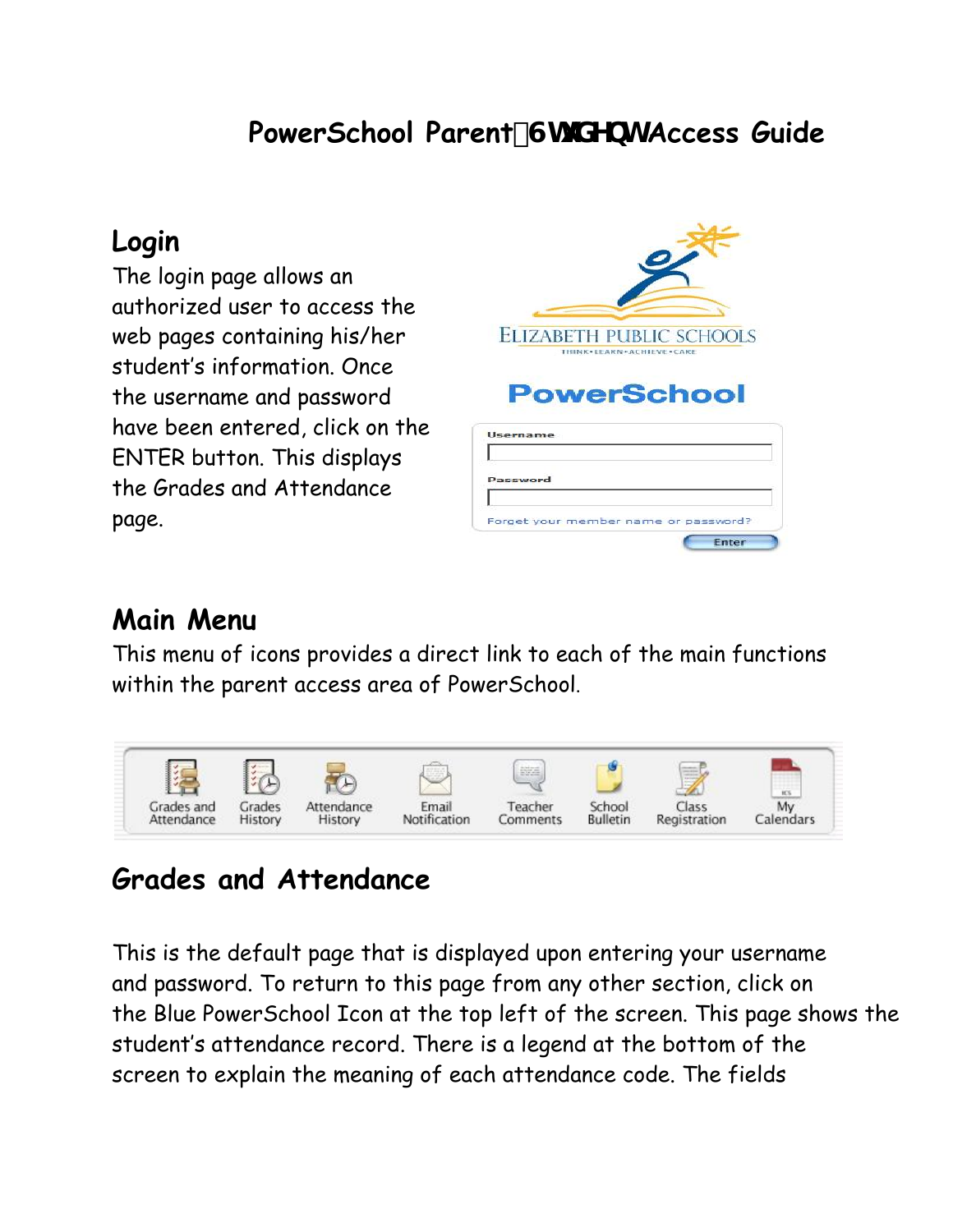# PowerSchool Parent/Student Access Guide

## Login

The login page allows an authorized user to access the web pages containing his/her student's information. Once the username and password have been entered, click on the ENTER button. This displays the Grades and Attendance page.

## Main Menu

This menu of icons provides a direct link to each of the main functions within the parent access area of PowerSchool.

## Grades and Attendance

This is the default page that is displayed upon entering your username and password. To return to this page from any other section, click on the Blue PowerSchool Icon at the top left of the screen. This page shows the student's attendance record. There is a legend at the bottom of the screen to explain the meaning of each attendance code. The fields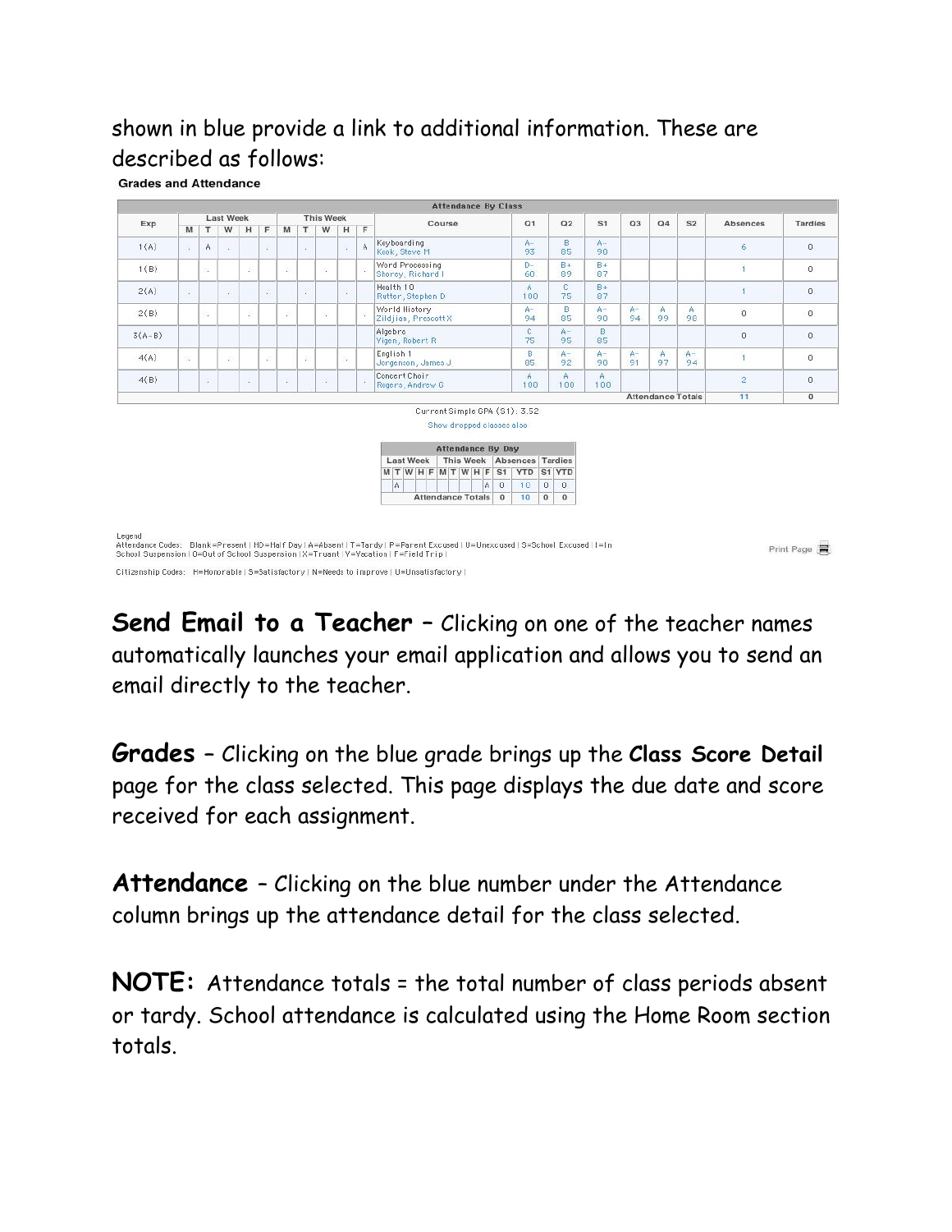shown in blue provide a link to additional information. These are described as follows:

**Grades and Attendance**

| Exp | Last Week | | | | | This Week | | | | | Course | Q1 | Q2 | S1 | Q3 | Q4 | S2 | Absences | Tardies |
|---|---|---|---|---|---|---|---|---|---|---|---|---|---|---|---|---|---|---|---|
| | M | T | W | H | F | M | T | W | H | F | | | | | | | | | |
| 1(A) | . | A | . | | . | | . | | . | A | Keyboarding Kook, Steve M | A- 93 | B 85 | A- 90 | | | | 6 | 0 |
| 1(B) | | . | | . | | . | | . | | . | Word Processing Shorey, Richard I | D- 60 | B+ 89 | B+ 87 | | | | 1 | 0 |
| 2(A) | . | | . | | . | | . | | . | | Health 10 Rutter, Stephen D | A 100 | C 75 | B+ 87 | | | | 1 | 0 |
| 2(B) | | . | | . | | . | | . | | . | World History Zildjian, Prescott X | A- 94 | B 85 | A- 90 | A- 94 | A 99 | A 98 | 0 | 0 |
| 3(A-B) | | | | | | | | | | | Algebra Vigen, Robert R | C 75 | A- 95 | B 85 | | | | 0 | 0 |
| 4(A) | . | | . | | . | | . | | . | | English 1 Jorgenson, James J | B 85 | A- 92 | A- 90 | A- 91 | A 97 | A- 94 | 1 | 0 |
| 4(B) | | . | | . | | . | | . | | . | Concert Choir Rogers, Andrew G | A 100 | A 100 | A 100 | | | | 2 | 0 |
| | | | | | | | | | | | | | | | Attendance Totals | | | 11 | 0 |

Current Simple GPA (S1): 3.52

Show dropped classes also

| Last Week | | | | | This Week | | | | | Absences | | Tardies | |
|---|---|---|---|---|---|---|---|---|---|---|---|---|---|
| M | T | W | H | F | M | T | W | H | F | S1 | YTD | S1 | YTD |
| | A | | | | | | | | A | 0 | 10 | 0 | 0 |
| Attendance Totals | | | | | | | | | | 0 | 10 | 0 | 0 |

Legend

Attendance Codes: Blank=Present | HD=Half Day | A=Absent | T=Tardy | P=Parent Excused | U=Unexcused | S=School Excused | I=In School Suspension | O=Out of School Suspension | X=Truant | Y=Vacation | F=Field Trip |

Citizenship Codes: H=Honorable | S=Satisfactory | N=Needs to Improve | U=Unsatisfactory |

Print Page

**Send Email to a Teacher** – Clicking on one of the teacher names automatically launches your email application and allows you to send an email directly to the teacher.

**Grades** – Clicking on the blue grade brings up the **Class Score Detail** page for the class selected. This page displays the due date and score received for each assignment.

**Attendance** – Clicking on the blue number under the Attendance column brings up the attendance detail for the class selected.

**NOTE:** Attendance totals = the total number of class periods absent or tardy. School attendance is calculated using the Home Room section totals.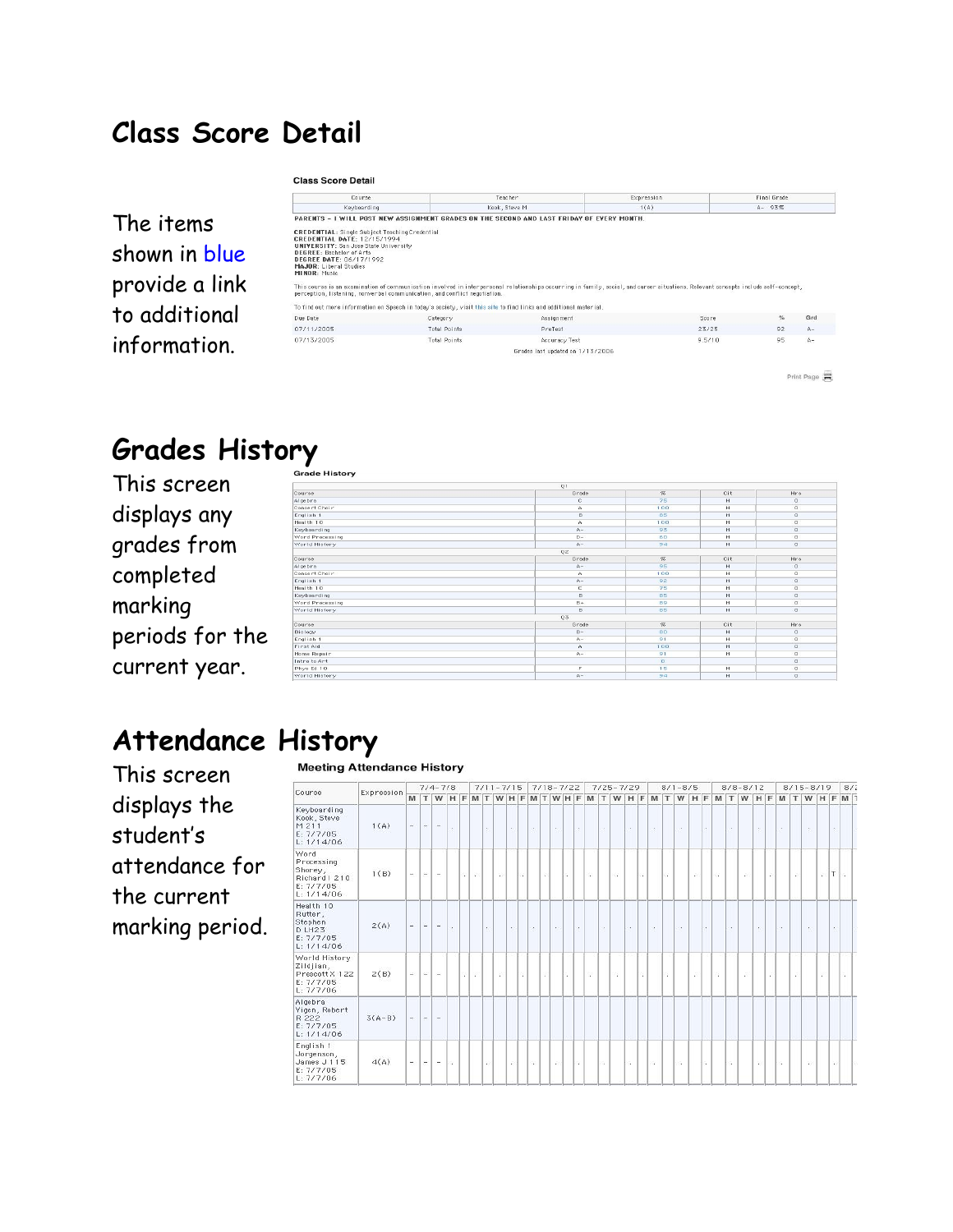# Class Score Detail

The items shown in blue provide a link to additional information.

**Class Score Detail**

| Course | Teacher | Expression | Final Grade |
|---|---|---|---|
| Keyboarding | Kook, Steve M | 1(A) | A- 93% |

PARENTS – I WILL POST NEW ASSIGNMENT GRADES ON THE SECOND AND LAST FRIDAY OF EVERY MONTH.

**CREDENTIAL:** Single Subject Teaching Credential
**CREDENTIAL DATE:** 12/15/1994
**UNIVERSITY:** San Jose State University
**DEGREE:** Bachelor of Arts
**DEGREE DATE:** 06/17/1992
**MAJOR:** Liberal Studies
**MINOR:** Music

This course is an examination of communication involved in interpersonal relationships occurring in family, social, and career situations. Relevant concepts include self-concept, perception, listening, nonverbal communication, and conflict negotiation.

To find out more information on Speech in today's society, visit this site to find links and additional material.

| Due Date | Category | Assignment | Score | % | Grd |
|---|---|---|---|---|---|
| 07/11/2005 | Total Points | PreTest | 23/25 | 92 | A- |
| 07/13/2005 | Total Points | Accuracy Test | 9.5/10 | 95 | A- |

Grades last updated on 1/13/2006

Print Page

# Grades History

This screen displays any grades from completed marking periods for the current year.

**Grade History**

| Course | Grade | % | Cit | Hrs |
|---|---|---|---|---|
| **Q1** | | | | |
| Algebra | C | 75 | H | 0 |
| Concert Choir | A | 100 | H | 0 |
| English 1 | B | 85 | H | 0 |
| Health 10 | A | 100 | H | 0 |
| Keyboarding | A- | 95 | H | 0 |
| Word Processing | D- | 60 | H | 0 |
| World History | A- | 94 | H | 0 |
| **Q2** | | | | |
| Algebra | A- | 95 | H | 0 |
| Concert Choir | A | 100 | H | 0 |
| English 1 | A- | 92 | H | 0 |
| Health 10 | C | 75 | H | 0 |
| Keyboarding | B | 85 | H | 0 |
| Word Processing | B+ | 89 | H | 0 |
| World History | B | 85 | H | 0 |
| **Q3** | | | | |
| Biology | B- | 80 | H | 0 |
| English 1 | A- | 91 | H | 0 |
| First Aid | A | 100 | H | 0 |
| Home Repair | A- | 91 | H | 0 |
| Intro to Art | | 0 | | 0 |
| Phys Ed 10 | F | 15 | H | 0 |
| World History | A- | 94 | H | 0 |

# Attendance History

This screen displays the student's attendance for the current marking period.

**Meeting Attendance History**

| Course | Expression | 7/4-7/8 | 7/11-7/15 | 7/18-7/22 | 7/25-7/29 | 8/1-8/5 | 8/8-8/12 | 8/15-8/19 |
|---|---|---|---|---|---|---|---|---|
| Keyboarding Kook, Steve M 211 E: 7/7/05 L: 1/14/06 | 1(A) | - - - . | . . . | . . | . . | . . | . . | . . |
| Word Processing Shorey, Richard I 210 E: 7/7/05 L: 1/14/06 | 1(B) | - - - . | . . . | . . | . . | . . | . . | . . T . |
| Health 10 Rutter, Stephen D LH23 E: 7/7/05 L: 1/14/06 | 2(A) | - - - . | . . . | . . | . . | . . | . . | . . |
| World History Zilojian, Prescott X 122 E: 7/7/05 L: 7/7/06 | 2(B) | - - - . | . . . | . . | . . | . . | . . | . . |
| Algebra Yigen, Robert R 222 E: 7/7/05 L: 1/14/06 | 3(A-B) | - - - | | | | | | |
| English I Jorgenson, James J 115 E: 7/7/05 L: 7/7/06 | 4(A) | - - - . | . . . | . . | . . | . . | . . | . . |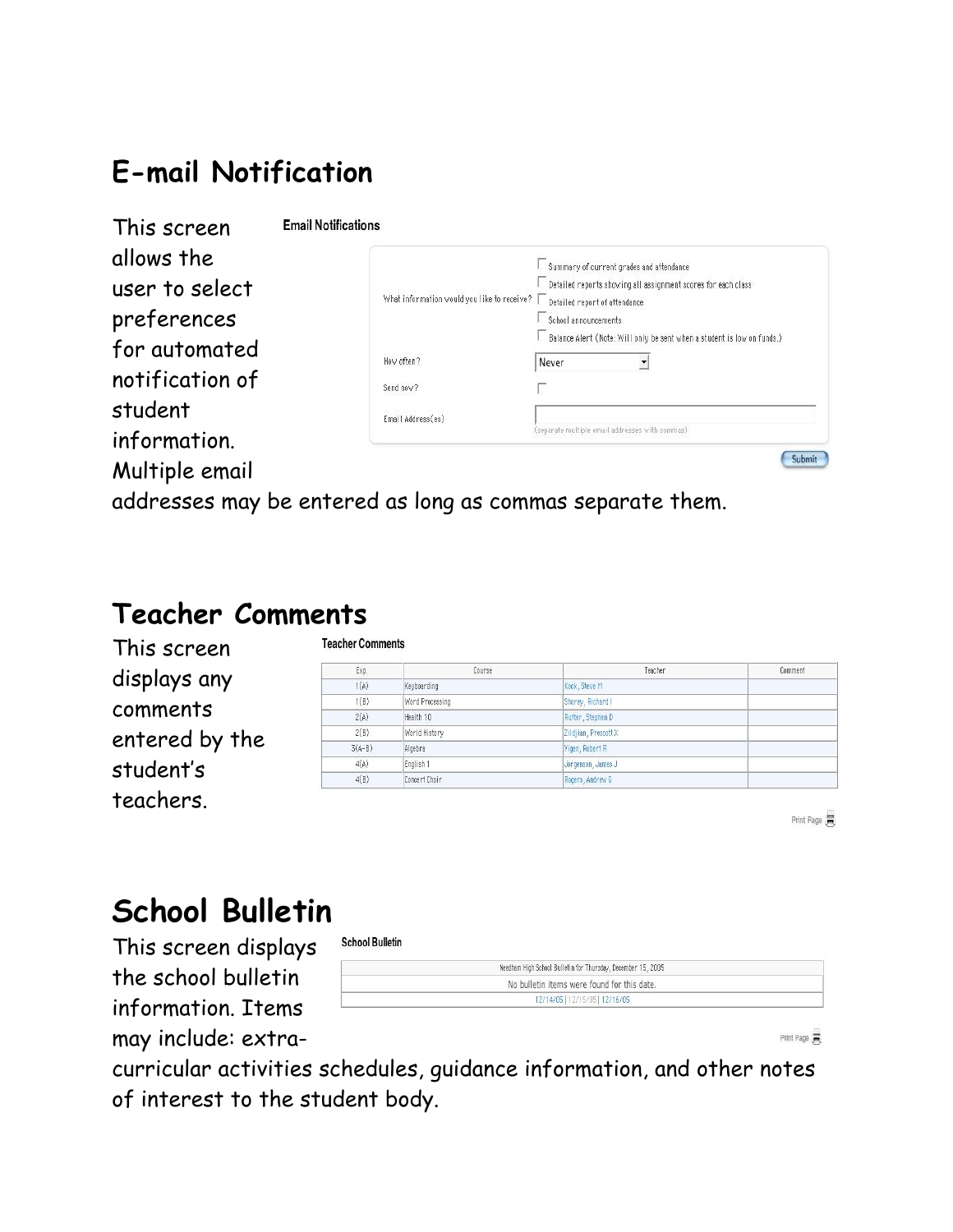## E-mail Notification

This screen allows the user to select preferences for automated notification of student information. Multiple email addresses may be entered as long as commas separate them.

**Email Notifications**

| | |
|---|---|
| What information would you like to receive? | ☐ Summary of current grades and attendance<br>☐ Detailed reports showing all assignment scores for each class<br>☐ Detailed report of attendance<br>☐ School announcements<br>☐ Balance Alert (Note: Will only be sent when a student is low on funds.) |
| How often? | Never |
| Send now? | ☐ |
| Email Address(es) | (separate multiple email addresses with commas) |

Submit

## Teacher Comments

This screen displays any comments entered by the student's teachers.

**Teacher Comments**

| Exp. | Course | Teacher | Comment |
|---|---|---|---|
| 1(A) | Keyboarding | Kook, Steve M | |
| 1(B) | Word Processing | Shorey, Richard I | |
| 2(A) | Health 10 | Rutter, Stephen D | |
| 2(B) | World History | Zildjian, Prescott X | |
| 3(A-B) | Algebra | Yigen, Robert R | |
| 4(A) | English 1 | Jorgenson, James J | |
| 4(B) | Concert Choir | Rogers, Andrew G | |

Print Page

## School Bulletin

This screen displays the school bulletin information. Items may include: extra-curricular activities schedules, guidance information, and other notes of interest to the student body.

**School Bulletin**

| Needham High School Bulletin for Thursday, December 15, 2005 |
|---|
| No bulletin items were found for this date. |
| 12/14/05 \| 12/15/05 \| 12/16/05 |

Print Page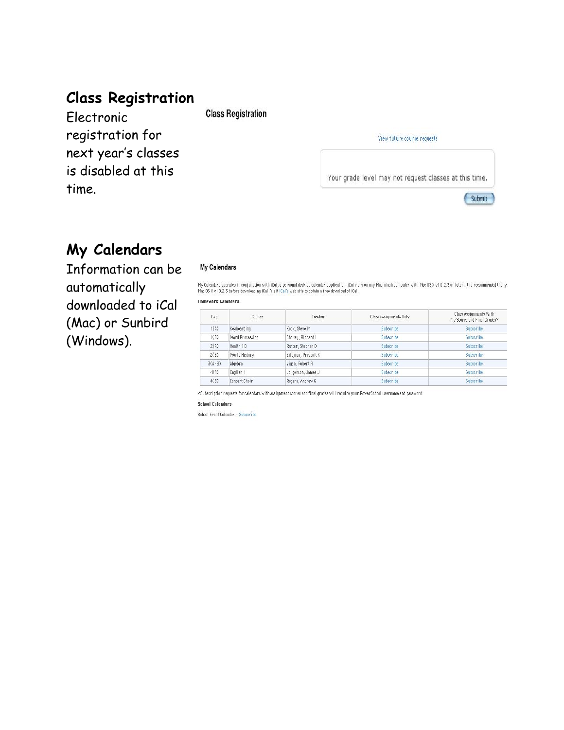## Class Registration

Electronic registration for next year's classes is disabled at this time.

**Class Registration**

View future course requests

Your grade level may not request classes at this time.

Submit

## My Calendars

Information can be automatically downloaded to iCal (Mac) or Sunbird (Windows).

**My Calendars**

My Calendars operates in conjunction with iCal, a personal desktop calendar application. iCal runs on any Macintosh computer with Mac OS X v10.2.3 or later. It is recommended that y Mac OS X v10.2.3 before downloading iCal. Visit iCal's web site to obtain a free download of iCal.

**Homework Calendars**

| Exp | Course | Teacher | Class Assignments Only | Class Assignments With My Scores and Final Grades* |
|---|---|---|---|---|
| 1(A) | Keyboarding | Kook, Steve M | Subscribe | Subscribe |
| 1(B) | Word Processing | Shorey, Richard I | Subscribe | Subscribe |
| 2(A) | Health 10 | Rutter, Stephen D | Subscribe | Subscribe |
| 2(B) | World History | Zildjian, Prescott X | Subscribe | Subscribe |
| 3(A-B) | Algebra | Vigen, Robert R | Subscribe | Subscribe |
| 4(A) | English 1 | Jorgenson, James J | Subscribe | Subscribe |
| 4(B) | Concert Choir | Rogers, Andrew G | Subscribe | Subscribe |

*Subscription requests for calendars with assignment scores and final grades will require your PowerSchool username and password.

**School Calendars**

School Event Calendar - Subscribe